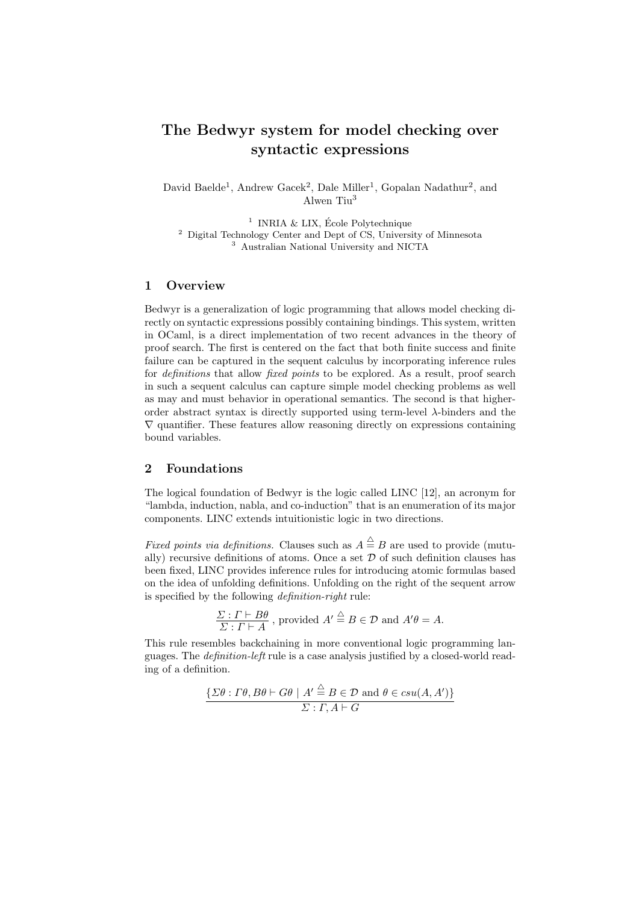# The Bedwyr system for model checking over syntactic expressions

David Baelde[1], Andrew Gacek[2], Dale Miller[1], Gopalan Nadathur[2], and Alwen Tiu[3]

[1] INRIA & LIX, École Polytechnique
[2] Digital Technology Center and Dept of CS, University of Minnesota
[3] Australian National University and NICTA

## 1 Overview

Bedwyr is a generalization of logic programming that allows model checking directly on syntactic expressions possibly containing bindings. This system, written in OCaml, is a direct implementation of two recent advances in the theory of proof search. The first is centered on the fact that both finite success and finite failure can be captured in the sequent calculus by incorporating inference rules for *definitions* that allow *fixed points* to be explored. As a result, proof search in such a sequent calculus can capture simple model checking problems as well as may and must behavior in operational semantics. The second is that higher-order abstract syntax is directly supported using term-level $\lambda$-binders and the $\nabla$ quantifier. These features allow reasoning directly on expressions containing bound variables.

## 2 Foundations

The logical foundation of Bedwyr is the logic called LINC [12], an acronym for "lambda, induction, nabla, and co-induction" that is an enumeration of its major components. LINC extends intuitionistic logic in two directions.

*Fixed points via definitions.* Clauses such as $A \stackrel{\triangle}{=} B$ are used to provide (mutually) recursive definitions of atoms. Once a set $\mathcal{D}$ of such definition clauses has been fixed, LINC provides inference rules for introducing atomic formulas based on the idea of unfolding definitions. Unfolding on the right of the sequent arrow is specified by the following *definition-right* rule:

$$\frac{\Sigma : \Gamma \vdash B\theta}{\Sigma : \Gamma \vdash A} \text{ , provided } A' \stackrel{\triangle}{=} B \in \mathcal{D} \text{ and } A'\theta = A.$$

This rule resembles backchaining in more conventional logic programming languages. The *definition-left* rule is a case analysis justified by a closed-world reading of a definition.

$$\frac{\{\Sigma\theta : \Gamma\theta, B\theta \vdash G\theta \mid A' \stackrel{\triangle}{=} B \in \mathcal{D} \text{ and } \theta \in csu(A, A')\}}{\Sigma : \Gamma, A \vdash G}$$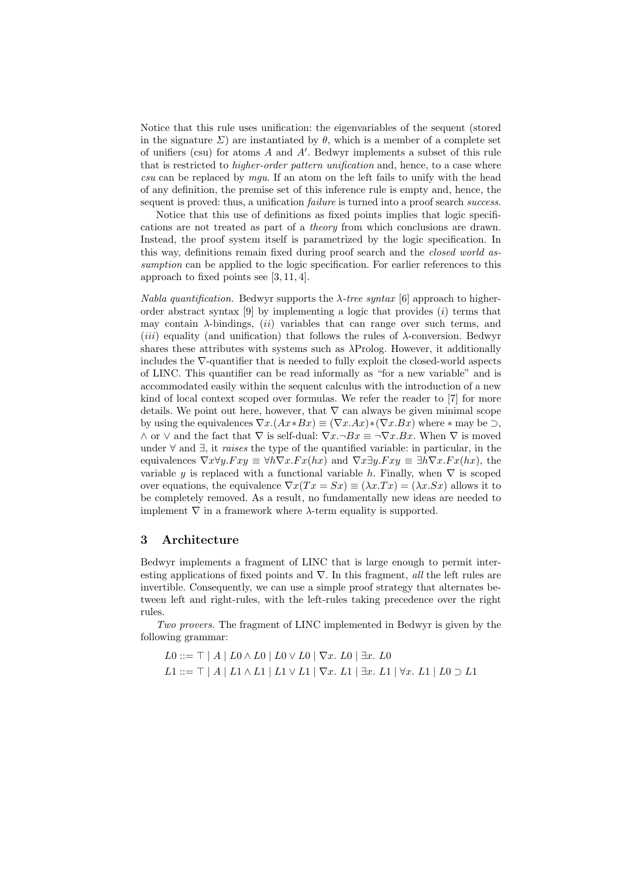Notice that this rule uses unification: the eigenvariables of the sequent (stored in the signature $\Sigma$) are instantiated by $\theta$, which is a member of a complete set of unifiers (csu) for atoms $A$ and $A'$. Bedwyr implements a subset of this rule that is restricted to *higher-order pattern unification* and, hence, to a case where *csu* can be replaced by *mgu*. If an atom on the left fails to unify with the head of any definition, the premise set of this inference rule is empty and, hence, the sequent is proved: thus, a unification *failure* is turned into a proof search *success*.

Notice that this use of definitions as fixed points implies that logic specifications are not treated as part of a *theory* from which conclusions are drawn. Instead, the proof system itself is parametrized by the logic specification. In this way, definitions remain fixed during proof search and the *closed world assumption* can be applied to the logic specification. For earlier references to this approach to fixed points see [3, 11, 4].

*Nabla quantification.* Bedwyr supports the $\lambda$-*tree syntax* [6] approach to higher-order abstract syntax [9] by implementing a logic that provides ($i$) terms that may contain $\lambda$-bindings, ($ii$) variables that can range over such terms, and ($iii$) equality (and unification) that follows the rules of $\lambda$-conversion. Bedwyr shares these attributes with systems such as $\lambda$Prolog. However, it additionally includes the $\nabla$-quantifier that is needed to fully exploit the closed-world aspects of LINC. This quantifier can be read informally as "for a new variable" and is accommodated easily within the sequent calculus with the introduction of a new kind of local context scoped over formulas. We refer the reader to [7] for more details. We point out here, however, that $\nabla$ can always be given minimal scope by using the equivalences $\nabla x.(Ax * Bx) \equiv (\nabla x.Ax) * (\nabla x.Bx)$ where $*$ may be $\supset$, $\wedge$ or $\vee$ and the fact that $\nabla$ is self-dual: $\nabla x.\neg Bx \equiv \neg \nabla x.Bx$. When $\nabla$ is moved under $\forall$ and $\exists$, it *raises* the type of the quantified variable: in particular, in the equivalences $\nabla x \forall y.Fxy \equiv \forall h \nabla x.Fx(hx)$ and $\nabla x \exists y.Fxy \equiv \exists h \nabla x.Fx(hx)$, the variable $y$ is replaced with a functional variable $h$. Finally, when $\nabla$ is scoped over equations, the equivalence $\nabla x(Tx = Sx) \equiv (\lambda x.Tx) = (\lambda x.Sx)$ allows it to be completely removed. As a result, no fundamentally new ideas are needed to implement $\nabla$ in a framework where $\lambda$-term equality is supported.

## 3 Architecture

Bedwyr implements a fragment of LINC that is large enough to permit interesting applications of fixed points and $\nabla$. In this fragment, *all* the left rules are invertible. Consequently, we can use a simple proof strategy that alternates between left and right-rules, with the left-rules taking precedence over the right rules.

*Two provers.* The fragment of LINC implemented in Bedwyr is given by the following grammar:

$$L0 ::= \top \mid A \mid L0 \wedge L0 \mid L0 \vee L0 \mid \nabla x.\ L0 \mid \exists x.\ L0$$

$$L1 ::= \top \mid A \mid L1 \wedge L1 \mid L1 \vee L1 \mid \nabla x.\ L1 \mid \exists x.\ L1 \mid \forall x.\ L1 \mid L0 \supset L1$$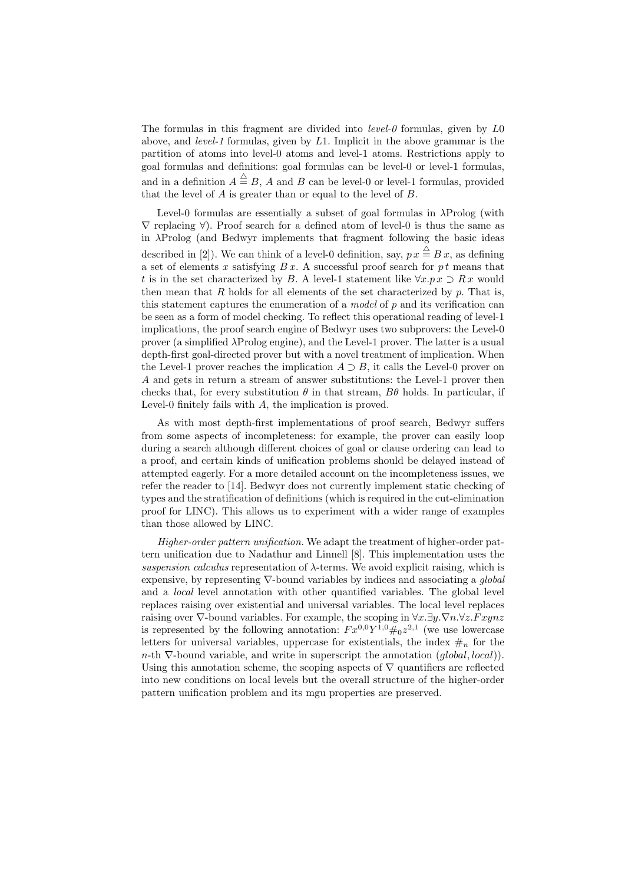The formulas in this fragment are divided into *level-0* formulas, given by $L0$ above, and *level-1* formulas, given by $L1$. Implicit in the above grammar is the partition of atoms into level-0 atoms and level-1 atoms. Restrictions apply to goal formulas and definitions: goal formulas can be level-0 or level-1 formulas, and in a definition $A \stackrel{\triangle}{=} B$, $A$ and $B$ can be level-0 or level-1 formulas, provided that the level of $A$ is greater than or equal to the level of $B$.

Level-0 formulas are essentially a subset of goal formulas in λProlog (with $\nabla$ replacing $\forall$). Proof search for a defined atom of level-0 is thus the same as in λProlog (and Bedwyr implements that fragment following the basic ideas described in [2]). We can think of a level-0 definition, say, $p\,x \stackrel{\triangle}{=} B\,x$, as defining a set of elements $x$ satisfying $B\,x$. A successful proof search for $p\,t$ means that $t$ is in the set characterized by $B$. A level-1 statement like $\forall x.p\,x \supset R\,x$ would then mean that $R$ holds for all elements of the set characterized by $p$. That is, this statement captures the enumeration of a *model* of $p$ and its verification can be seen as a form of model checking. To reflect this operational reading of level-1 implications, the proof search engine of Bedwyr uses two subprovers: the Level-0 prover (a simplified λProlog engine), and the Level-1 prover. The latter is a usual depth-first goal-directed prover but with a novel treatment of implication. When the Level-1 prover reaches the implication $A \supset B$, it calls the Level-0 prover on $A$ and gets in return a stream of answer substitutions: the Level-1 prover then checks that, for every substitution $\theta$ in that stream, $B\theta$ holds. In particular, if Level-0 finitely fails with $A$, the implication is proved.

As with most depth-first implementations of proof search, Bedwyr suffers from some aspects of incompleteness: for example, the prover can easily loop during a search although different choices of goal or clause ordering can lead to a proof, and certain kinds of unification problems should be delayed instead of attempted eagerly. For a more detailed account on the incompleteness issues, we refer the reader to [14]. Bedwyr does not currently implement static checking of types and the stratification of definitions (which is required in the cut-elimination proof for LINC). This allows us to experiment with a wider range of examples than those allowed by LINC.

*Higher-order pattern unification.* We adapt the treatment of higher-order pattern unification due to Nadathur and Linnell [8]. This implementation uses the *suspension calculus* representation of λ-terms. We avoid explicit raising, which is expensive, by representing $\nabla$-bound variables by indices and associating a *global* and a *local* level annotation with other quantified variables. The global level replaces raising over existential and universal variables. The local level replaces raising over $\nabla$-bound variables. For example, the scoping in $\forall x.\exists y.\nabla n.\forall z.F x y n z$ is represented by the following annotation: $F x^{0,0} Y^{1,0} \#_0 z^{2,1}$ (we use lowercase letters for universal variables, uppercase for existentials, the index $\#_n$ for the $n$-th $\nabla$-bound variable, and write in superscript the annotation $(global, local)$). Using this annotation scheme, the scoping aspects of $\nabla$ quantifiers are reflected into new conditions on local levels but the overall structure of the higher-order pattern unification problem and its mgu properties are preserved.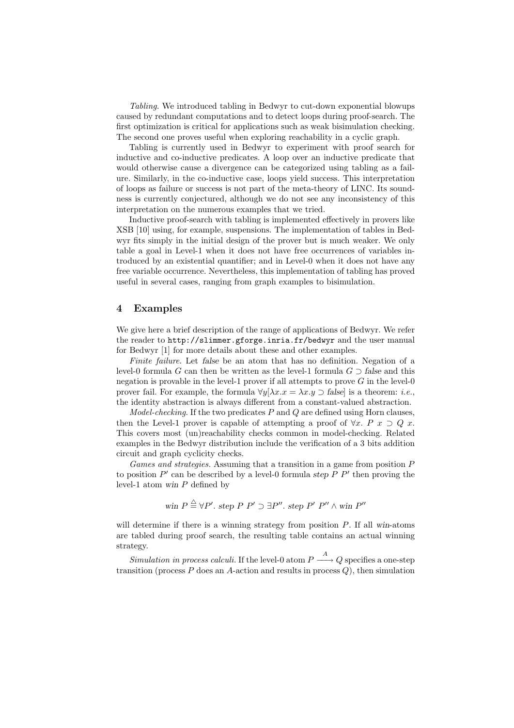*Tabling.* We introduced tabling in Bedwyr to cut-down exponential blowups caused by redundant computations and to detect loops during proof-search. The first optimization is critical for applications such as weak bisimulation checking. The second one proves useful when exploring reachability in a cyclic graph.

Tabling is currently used in Bedwyr to experiment with proof search for inductive and co-inductive predicates. A loop over an inductive predicate that would otherwise cause a divergence can be categorized using tabling as a failure. Similarly, in the co-inductive case, loops yield success. This interpretation of loops as failure or success is not part of the meta-theory of LINC. Its soundness is currently conjectured, although we do not see any inconsistency of this interpretation on the numerous examples that we tried.

Inductive proof-search with tabling is implemented effectively in provers like XSB [10] using, for example, suspensions. The implementation of tables in Bedwyr fits simply in the initial design of the prover but is much weaker. We only table a goal in Level-1 when it does not have free occurrences of variables introduced by an existential quantifier; and in Level-0 when it does not have any free variable occurrence. Nevertheless, this implementation of tabling has proved useful in several cases, ranging from graph examples to bisimulation.

## 4 Examples

We give here a brief description of the range of applications of Bedwyr. We refer the reader to `http://slimmer.gforge.inria.fr/bedwyr` and the user manual for Bedwyr [1] for more details about these and other examples.

*Finite failure.* Let *false* be an atom that has no definition. Negation of a level-0 formula $G$ can then be written as the level-1 formula $G \supset \mathit{false}$ and this negation is provable in the level-1 prover if all attempts to prove $G$ in the level-0 prover fail. For example, the formula $\forall y[\lambda x.x = \lambda x.y \supset \mathit{false}]$ is a theorem: *i.e.*, the identity abstraction is always different from a constant-valued abstraction.

*Model-checking.* If the two predicates $P$ and $Q$ are defined using Horn clauses, then the Level-1 prover is capable of attempting a proof of $\forall x.\ P\ x \supset Q\ x$. This covers most (un)reachability checks common in model-checking. Related examples in the Bedwyr distribution include the verification of a 3 bits addition circuit and graph cyclicity checks.

*Games and strategies.* Assuming that a transition in a game from position $P$ to position $P'$ can be described by a level-0 formula $\mathit{step}\ P\ P'$ then proving the level-1 atom $\mathit{win}\ P$ defined by

$$\mathit{win}\ P \stackrel{\triangle}{=} \forall P'.\ \mathit{step}\ P\ P' \supset \exists P''.\ \mathit{step}\ P'\ P'' \wedge \mathit{win}\ P''$$

will determine if there is a winning strategy from position $P$. If all *win*-atoms are tabled during proof search, the resulting table contains an actual winning strategy.

*Simulation in process calculi.* If the level-0 atom $P \xrightarrow{A} Q$ specifies a one-step transition (process $P$ does an $A$-action and results in process $Q$), then simulation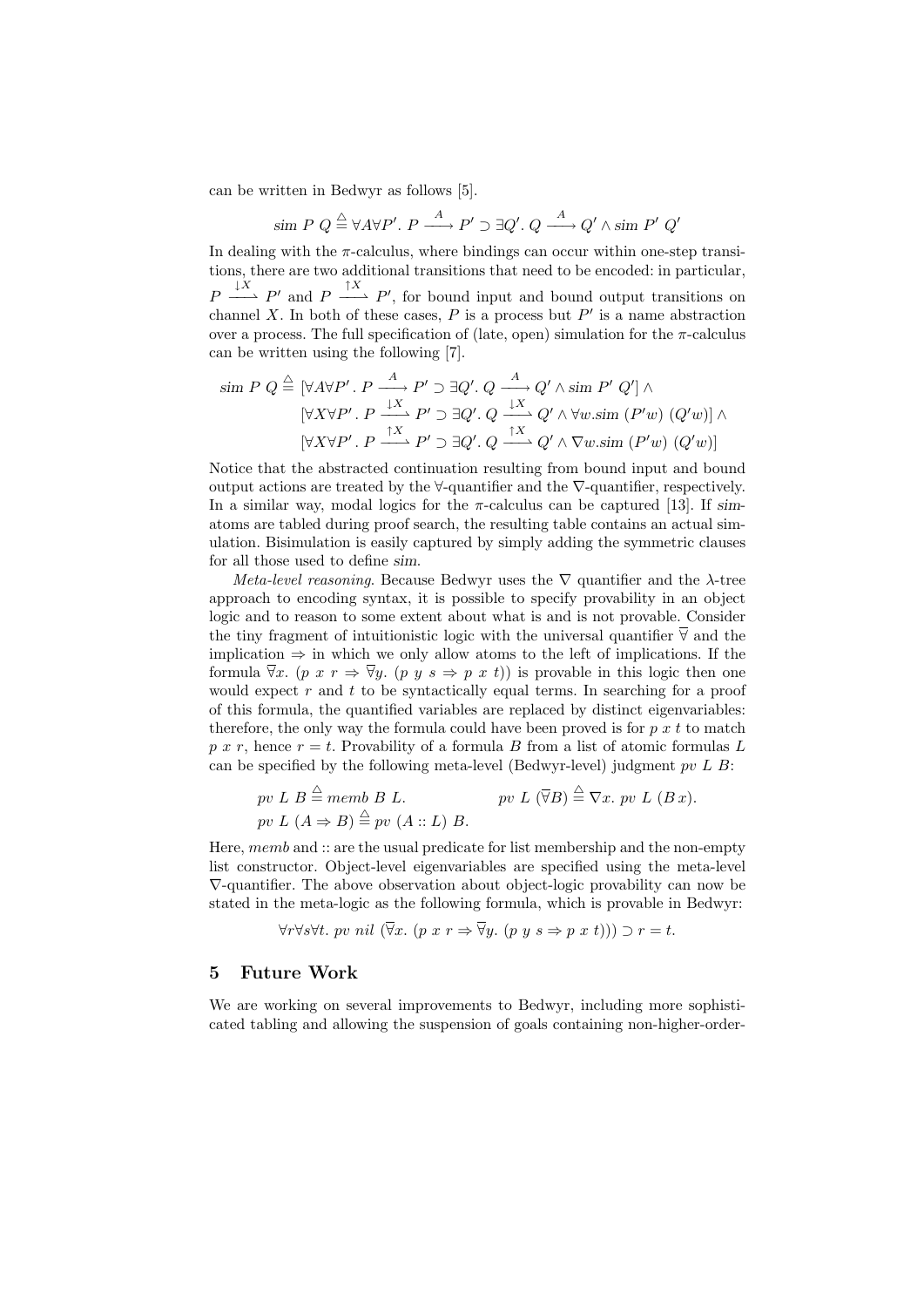can be written in Bedwyr as follows [5].

$$\mathit{sim}\ P\ Q \stackrel{\triangle}{=} \forall A \forall P'.\ P \xrightarrow{A} P' \supset \exists Q'.\ Q \xrightarrow{A} Q' \wedge \mathit{sim}\ P'\ Q'$$

In dealing with the $\pi$-calculus, where bindings can occur within one-step transitions, there are two additional transitions that need to be encoded: in particular, $P \xrightarrow{\downarrow X} P'$ and $P \xrightarrow{\uparrow X} P'$, for bound input and bound output transitions on channel $X$. In both of these cases, $P$ is a process but $P'$ is a name abstraction over a process. The full specification of (late, open) simulation for the $\pi$-calculus can be written using the following [7].

$$\begin{aligned}
\mathit{sim}\ P\ Q \stackrel{\triangle}{=} & [\forall A \forall P'.\ P \xrightarrow{A} P' \supset \exists Q'.\ Q \xrightarrow{A} Q' \wedge \mathit{sim}\ P'\ Q'] \wedge \\
& [\forall X \forall P'.\ P \xrightarrow{\downarrow X} P' \supset \exists Q'.\ Q \xrightarrow{\downarrow X} Q' \wedge \forall w. \mathit{sim}\ (P' w)\ (Q' w)] \wedge \\
& [\forall X \forall P'.\ P \xrightarrow{\uparrow X} P' \supset \exists Q'.\ Q \xrightarrow{\uparrow X} Q' \wedge \nabla w. \mathit{sim}\ (P' w)\ (Q' w)]
\end{aligned}$$

Notice that the abstracted continuation resulting from bound input and bound output actions are treated by the $\forall$-quantifier and the $\nabla$-quantifier, respectively. In a similar way, modal logics for the $\pi$-calculus can be captured [13]. If *sim*-atoms are tabled during proof search, the resulting table contains an actual simulation. Bisimulation is easily captured by simply adding the symmetric clauses for all those used to define *sim*.

*Meta-level reasoning.* Because Bedwyr uses the $\nabla$ quantifier and the $\lambda$-tree approach to encoding syntax, it is possible to specify provability in an object logic and to reason to some extent about what is and is not provable. Consider the tiny fragment of intuitionistic logic with the universal quantifier $\overline{\forall}$ and the implication $\Rightarrow$ in which we only allow atoms to the left of implications. If the formula $\overline{\forall} x.\ (p\ x\ r \Rightarrow \overline{\forall} y.\ (p\ y\ s \Rightarrow p\ x\ t))$ is provable in this logic then one would expect $r$ and $t$ to be syntactically equal terms. In searching for a proof of this formula, the quantified variables are replaced by distinct eigenvariables: therefore, the only way the formula could have been proved is for $p\ x\ t$ to match $p\ x\ r$, hence $r = t$. Provability of a formula $B$ from a list of atomic formulas $L$ can be specified by the following meta-level (Bedwyr-level) judgment $pv\ L\ B$:

$$pv\ L\ B \stackrel{\triangle}{=} memb\ B\ L. \qquad\qquad pv\ L\ (\overline{\forall} B) \stackrel{\triangle}{=} \nabla x.\ pv\ L\ (B\, x).$$

$$pv\ L\ (A \Rightarrow B) \stackrel{\triangle}{=} pv\ (A :: L)\ B.$$

Here, *memb* and :: are the usual predicate for list membership and the non-empty list constructor. Object-level eigenvariables are specified using the meta-level $\nabla$-quantifier. The above observation about object-logic provability can now be stated in the meta-logic as the following formula, which is provable in Bedwyr:

$$\forall r \forall s \forall t.\ pv\ nil\ (\overline{\forall} x.\ (p\ x\ r \Rightarrow \overline{\forall} y.\ (p\ y\ s \Rightarrow p\ x\ t))) \supset r = t.$$

## 5 Future Work

We are working on several improvements to Bedwyr, including more sophisticated tabling and allowing the suspension of goals containing non-higher-order-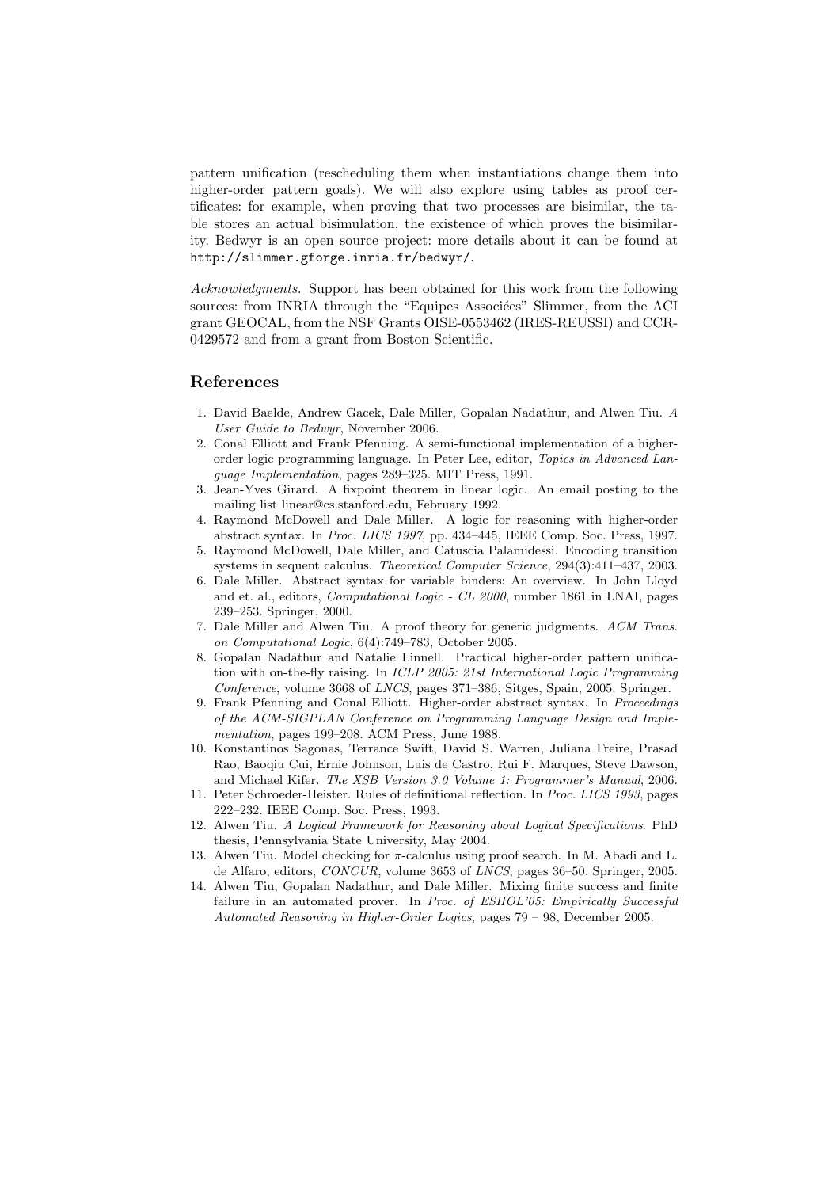pattern unification (rescheduling them when instantiations change them into higher-order pattern goals). We will also explore using tables as proof certificates: for example, when proving that two processes are bisimilar, the table stores an actual bisimulation, the existence of which proves the bisimilarity. Bedwyr is an open source project: more details about it can be found at `http://slimmer.gforge.inria.fr/bedwyr/`.

*Acknowledgments.* Support has been obtained for this work from the following sources: from INRIA through the "Equipes Associées" Slimmer, from the ACI grant GEOCAL, from the NSF Grants OISE-0553462 (IRES-REUSSI) and CCR-0429572 and from a grant from Boston Scientific.

## References

1. David Baelde, Andrew Gacek, Dale Miller, Gopalan Nadathur, and Alwen Tiu. *A User Guide to Bedwyr*, November 2006.
2. Conal Elliott and Frank Pfenning. A semi-functional implementation of a higher-order logic programming language. In Peter Lee, editor, *Topics in Advanced Language Implementation*, pages 289–325. MIT Press, 1991.
3. Jean-Yves Girard. A fixpoint theorem in linear logic. An email posting to the mailing list linear@cs.stanford.edu, February 1992.
4. Raymond McDowell and Dale Miller. A logic for reasoning with higher-order abstract syntax. In *Proc. LICS 1997*, pp. 434–445, IEEE Comp. Soc. Press, 1997.
5. Raymond McDowell, Dale Miller, and Catuscia Palamidessi. Encoding transition systems in sequent calculus. *Theoretical Computer Science*, 294(3):411–437, 2003.
6. Dale Miller. Abstract syntax for variable binders: An overview. In John Lloyd and et. al., editors, *Computational Logic - CL 2000*, number 1861 in LNAI, pages 239–253. Springer, 2000.
7. Dale Miller and Alwen Tiu. A proof theory for generic judgments. *ACM Trans. on Computational Logic*, 6(4):749–783, October 2005.
8. Gopalan Nadathur and Natalie Linnell. Practical higher-order pattern unification with on-the-fly raising. In *ICLP 2005: 21st International Logic Programming Conference*, volume 3668 of *LNCS*, pages 371–386, Sitges, Spain, 2005. Springer.
9. Frank Pfenning and Conal Elliott. Higher-order abstract syntax. In *Proceedings of the ACM-SIGPLAN Conference on Programming Language Design and Implementation*, pages 199–208. ACM Press, June 1988.
10. Konstantinos Sagonas, Terrance Swift, David S. Warren, Juliana Freire, Prasad Rao, Baoqiu Cui, Ernie Johnson, Luis de Castro, Rui F. Marques, Steve Dawson, and Michael Kifer. *The XSB Version 3.0 Volume 1: Programmer's Manual*, 2006.
11. Peter Schroeder-Heister. Rules of definitional reflection. In *Proc. LICS 1993*, pages 222–232. IEEE Comp. Soc. Press, 1993.
12. Alwen Tiu. *A Logical Framework for Reasoning about Logical Specifications*. PhD thesis, Pennsylvania State University, May 2004.
13. Alwen Tiu. Model checking for $\pi$-calculus using proof search. In M. Abadi and L. de Alfaro, editors, *CONCUR*, volume 3653 of *LNCS*, pages 36–50. Springer, 2005.
14. Alwen Tiu, Gopalan Nadathur, and Dale Miller. Mixing finite success and finite failure in an automated prover. In *Proc. of ESHOL'05: Empirically Successful Automated Reasoning in Higher-Order Logics*, pages 79 – 98, December 2005.